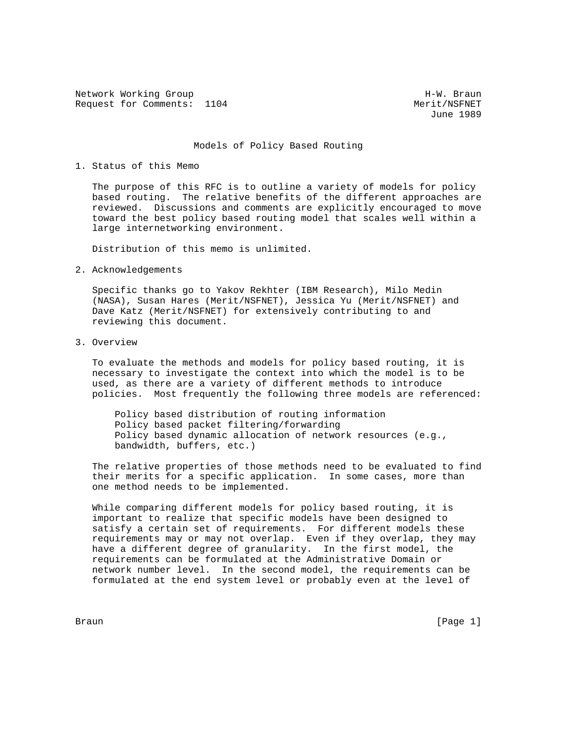Network Working Group H-W. Braun
Request for Comments: 1104 Merit/NSFNET
June 1989

# Models of Policy Based Routing

## 1. Status of this Memo

The purpose of this RFC is to outline a variety of models for policy based routing. The relative benefits of the different approaches are reviewed. Discussions and comments are explicitly encouraged to move toward the best policy based routing model that scales well within a large internetworking environment.

Distribution of this memo is unlimited.

## 2. Acknowledgements

Specific thanks go to Yakov Rekhter (IBM Research), Milo Medin (NASA), Susan Hares (Merit/NSFNET), Jessica Yu (Merit/NSFNET) and Dave Katz (Merit/NSFNET) for extensively contributing to and reviewing this document.

## 3. Overview

To evaluate the methods and models for policy based routing, it is necessary to investigate the context into which the model is to be used, as there are a variety of different methods to introduce policies. Most frequently the following three models are referenced:

- Policy based distribution of routing information
- Policy based packet filtering/forwarding
- Policy based dynamic allocation of network resources (e.g., bandwidth, buffers, etc.)

The relative properties of those methods need to be evaluated to find their merits for a specific application. In some cases, more than one method needs to be implemented.

While comparing different models for policy based routing, it is important to realize that specific models have been designed to satisfy a certain set of requirements. For different models these requirements may or may not overlap. Even if they overlap, they may have a different degree of granularity. In the first model, the requirements can be formulated at the Administrative Domain or network number level. In the second model, the requirements can be formulated at the end system level or probably even at the level of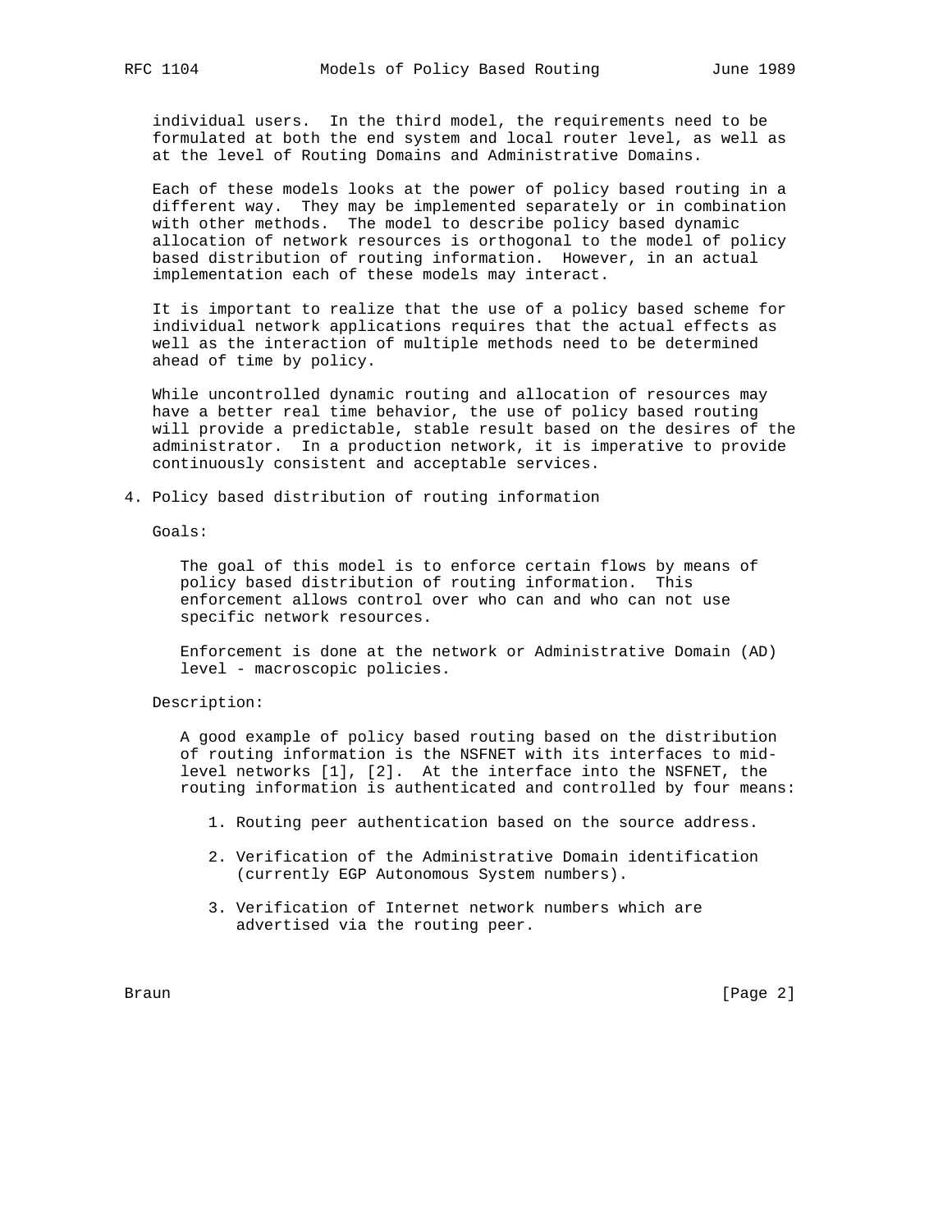individual users. In the third model, the requirements need to be formulated at both the end system and local router level, as well as at the level of Routing Domains and Administrative Domains.

Each of these models looks at the power of policy based routing in a different way. They may be implemented separately or in combination with other methods. The model to describe policy based dynamic allocation of network resources is orthogonal to the model of policy based distribution of routing information. However, in an actual implementation each of these models may interact.

It is important to realize that the use of a policy based scheme for individual network applications requires that the actual effects as well as the interaction of multiple methods need to be determined ahead of time by policy.

While uncontrolled dynamic routing and allocation of resources may have a better real time behavior, the use of policy based routing will provide a predictable, stable result based on the desires of the administrator. In a production network, it is imperative to provide continuously consistent and acceptable services.

## 4. Policy based distribution of routing information

Goals:

The goal of this model is to enforce certain flows by means of policy based distribution of routing information. This enforcement allows control over who can and who can not use specific network resources.

Enforcement is done at the network or Administrative Domain (AD) level - macroscopic policies.

Description:

A good example of policy based routing based on the distribution of routing information is the NSFNET with its interfaces to mid-level networks [1], [2]. At the interface into the NSFNET, the routing information is authenticated and controlled by four means:

1. Routing peer authentication based on the source address.

2. Verification of the Administrative Domain identification (currently EGP Autonomous System numbers).

3. Verification of Internet network numbers which are advertised via the routing peer.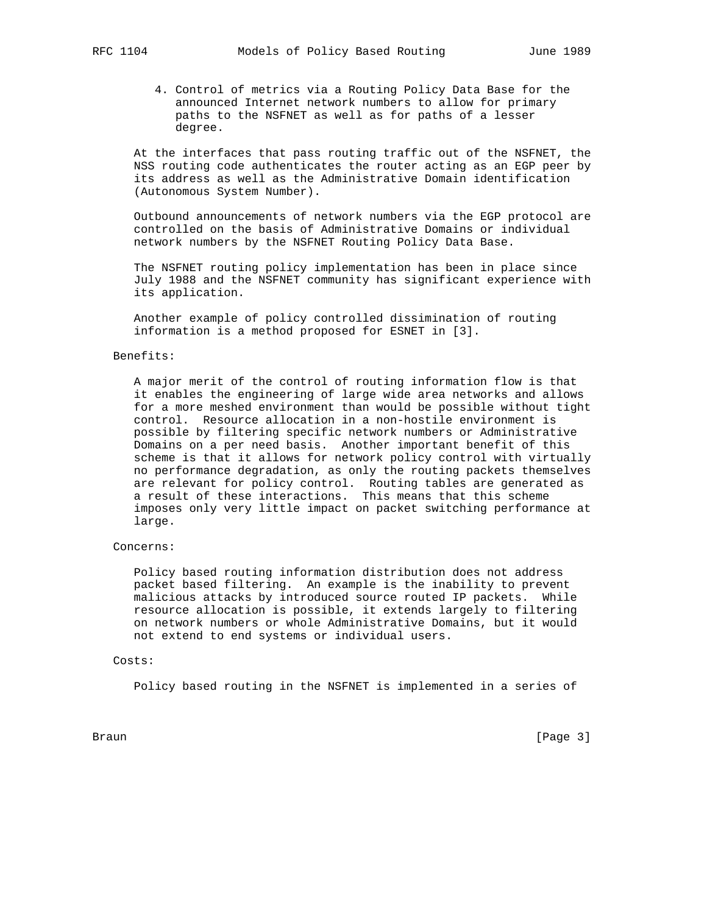4. Control of metrics via a Routing Policy Data Base for the announced Internet network numbers to allow for primary paths to the NSFNET as well as for paths of a lesser degree.

At the interfaces that pass routing traffic out of the NSFNET, the NSS routing code authenticates the router acting as an EGP peer by its address as well as the Administrative Domain identification (Autonomous System Number).

Outbound announcements of network numbers via the EGP protocol are controlled on the basis of Administrative Domains or individual network numbers by the NSFNET Routing Policy Data Base.

The NSFNET routing policy implementation has been in place since July 1988 and the NSFNET community has significant experience with its application.

Another example of policy controlled dissimination of routing information is a method proposed for ESNET in [3].

Benefits:

A major merit of the control of routing information flow is that it enables the engineering of large wide area networks and allows for a more meshed environment than would be possible without tight control. Resource allocation in a non-hostile environment is possible by filtering specific network numbers or Administrative Domains on a per need basis. Another important benefit of this scheme is that it allows for network policy control with virtually no performance degradation, as only the routing packets themselves are relevant for policy control. Routing tables are generated as a result of these interactions. This means that this scheme imposes only very little impact on packet switching performance at large.

Concerns:

Policy based routing information distribution does not address packet based filtering. An example is the inability to prevent malicious attacks by introduced source routed IP packets. While resource allocation is possible, it extends largely to filtering on network numbers or whole Administrative Domains, but it would not extend to end systems or individual users.

Costs:

Policy based routing in the NSFNET is implemented in a series of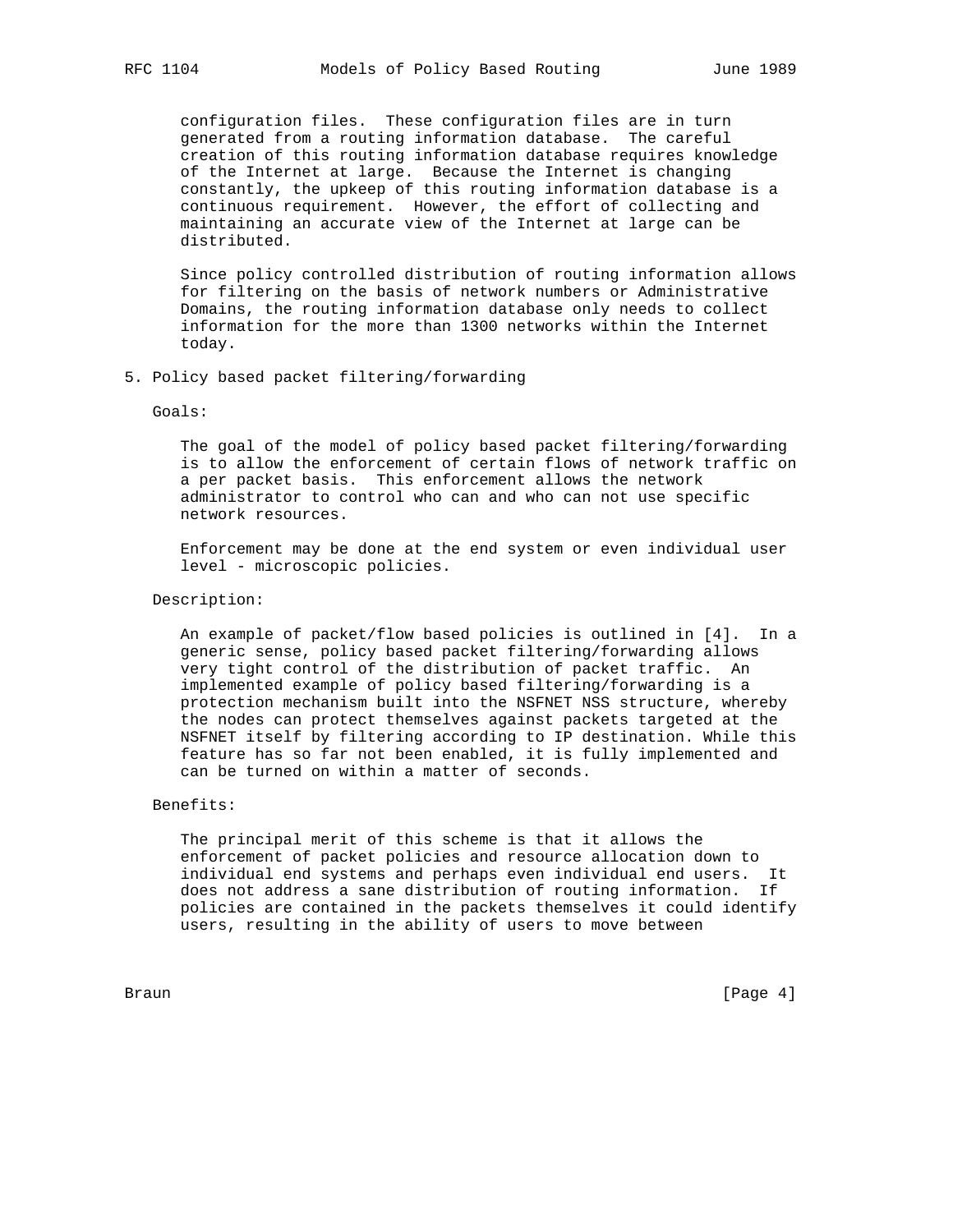configuration files. These configuration files are in turn generated from a routing information database. The careful creation of this routing information database requires knowledge of the Internet at large. Because the Internet is changing constantly, the upkeep of this routing information database is a continuous requirement. However, the effort of collecting and maintaining an accurate view of the Internet at large can be distributed.

Since policy controlled distribution of routing information allows for filtering on the basis of network numbers or Administrative Domains, the routing information database only needs to collect information for the more than 1300 networks within the Internet today.

## 5. Policy based packet filtering/forwarding

Goals:

The goal of the model of policy based packet filtering/forwarding is to allow the enforcement of certain flows of network traffic on a per packet basis. This enforcement allows the network administrator to control who can and who can not use specific network resources.

Enforcement may be done at the end system or even individual user level - microscopic policies.

Description:

An example of packet/flow based policies is outlined in [4]. In a generic sense, policy based packet filtering/forwarding allows very tight control of the distribution of packet traffic. An implemented example of policy based filtering/forwarding is a protection mechanism built into the NSFNET NSS structure, whereby the nodes can protect themselves against packets targeted at the NSFNET itself by filtering according to IP destination. While this feature has so far not been enabled, it is fully implemented and can be turned on within a matter of seconds.

Benefits:

The principal merit of this scheme is that it allows the enforcement of packet policies and resource allocation down to individual end systems and perhaps even individual end users. It does not address a sane distribution of routing information. If policies are contained in the packets themselves it could identify users, resulting in the ability of users to move between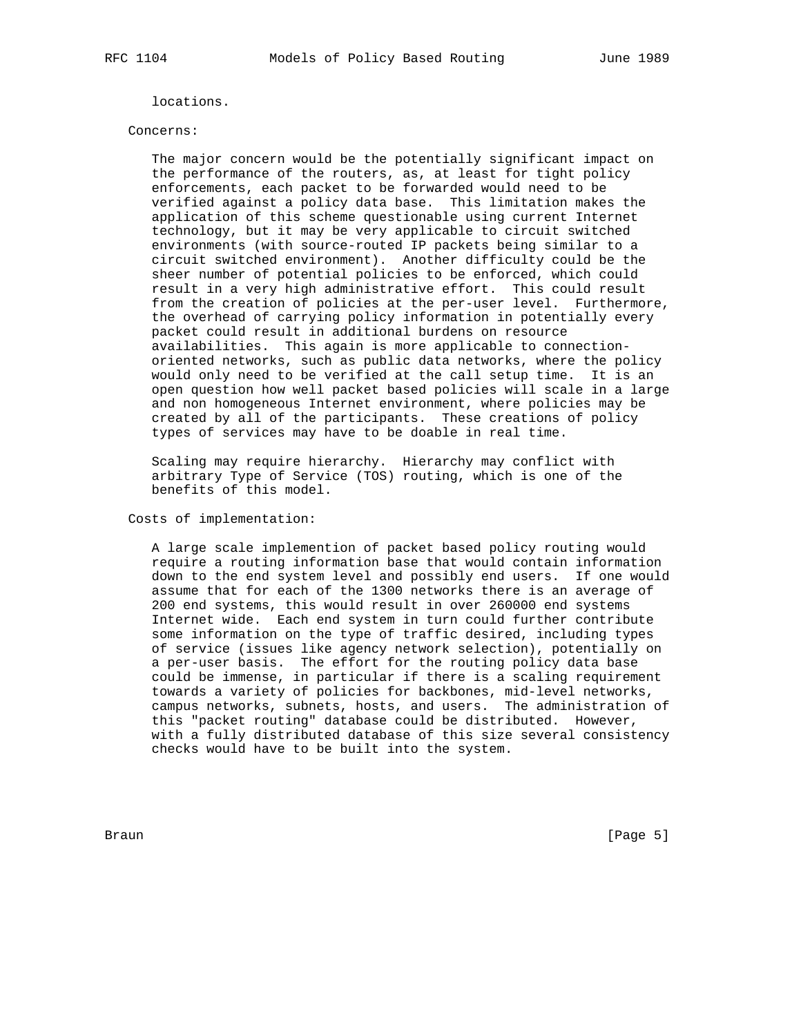locations.

Concerns:

The major concern would be the potentially significant impact on the performance of the routers, as, at least for tight policy enforcements, each packet to be forwarded would need to be verified against a policy data base. This limitation makes the application of this scheme questionable using current Internet technology, but it may be very applicable to circuit switched environments (with source-routed IP packets being similar to a circuit switched environment). Another difficulty could be the sheer number of potential policies to be enforced, which could result in a very high administrative effort. This could result from the creation of policies at the per-user level. Furthermore, the overhead of carrying policy information in potentially every packet could result in additional burdens on resource availabilities. This again is more applicable to connection-oriented networks, such as public data networks, where the policy would only need to be verified at the call setup time. It is an open question how well packet based policies will scale in a large and non homogeneous Internet environment, where policies may be created by all of the participants. These creations of policy types of services may have to be doable in real time.

Scaling may require hierarchy. Hierarchy may conflict with arbitrary Type of Service (TOS) routing, which is one of the benefits of this model.

Costs of implementation:

A large scale implemention of packet based policy routing would require a routing information base that would contain information down to the end system level and possibly end users. If one would assume that for each of the 1300 networks there is an average of 200 end systems, this would result in over 260000 end systems Internet wide. Each end system in turn could further contribute some information on the type of traffic desired, including types of service (issues like agency network selection), potentially on a per-user basis. The effort for the routing policy data base could be immense, in particular if there is a scaling requirement towards a variety of policies for backbones, mid-level networks, campus networks, subnets, hosts, and users. The administration of this "packet routing" database could be distributed. However, with a fully distributed database of this size several consistency checks would have to be built into the system.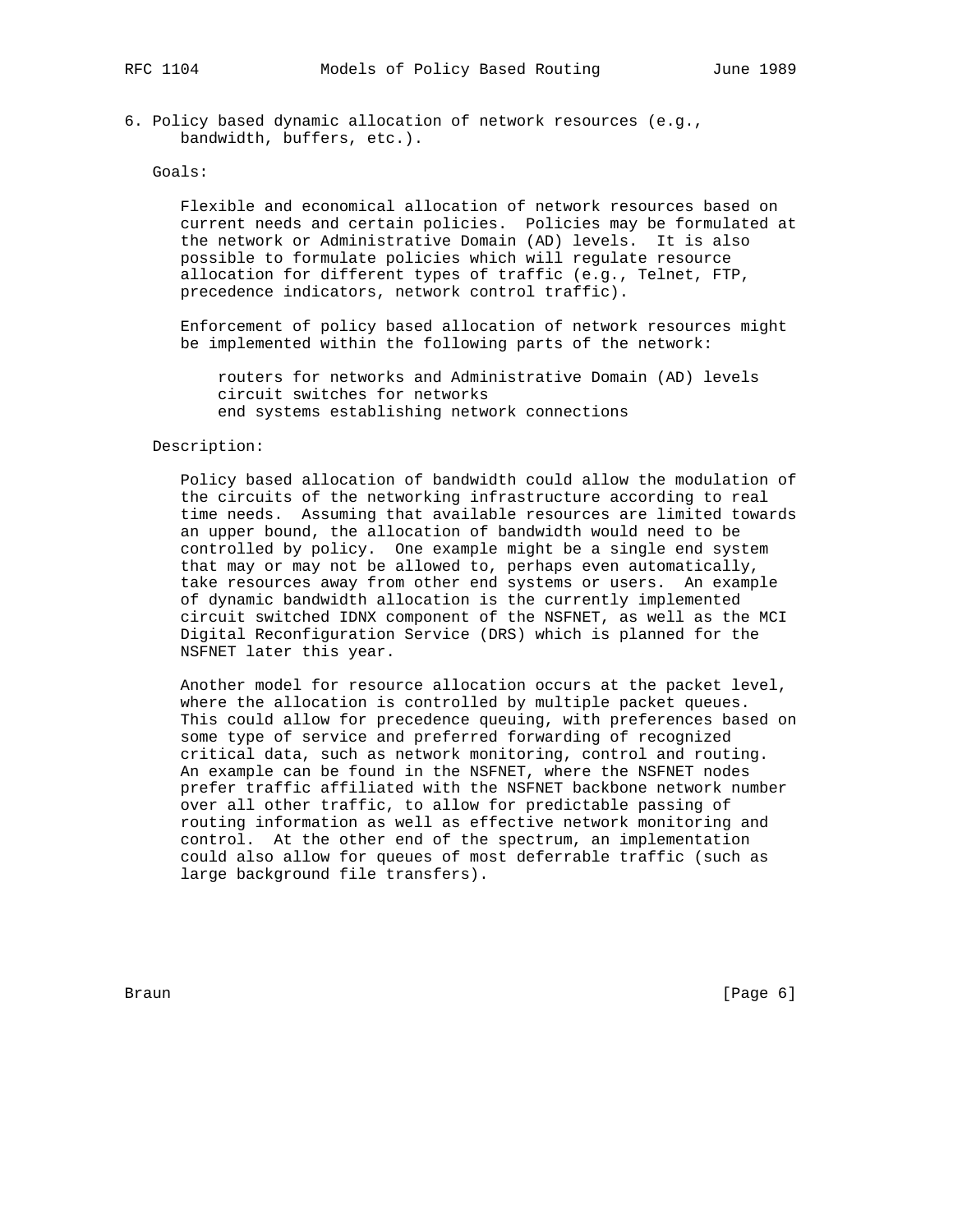6. Policy based dynamic allocation of network resources (e.g., bandwidth, buffers, etc.).

Goals:

Flexible and economical allocation of network resources based on current needs and certain policies. Policies may be formulated at the network or Administrative Domain (AD) levels. It is also possible to formulate policies which will regulate resource allocation for different types of traffic (e.g., Telnet, FTP, precedence indicators, network control traffic).

Enforcement of policy based allocation of network resources might be implemented within the following parts of the network:

routers for networks and Administrative Domain (AD) levels
circuit switches for networks
end systems establishing network connections

Description:

Policy based allocation of bandwidth could allow the modulation of the circuits of the networking infrastructure according to real time needs. Assuming that available resources are limited towards an upper bound, the allocation of bandwidth would need to be controlled by policy. One example might be a single end system that may or may not be allowed to, perhaps even automatically, take resources away from other end systems or users. An example of dynamic bandwidth allocation is the currently implemented circuit switched IDNX component of the NSFNET, as well as the MCI Digital Reconfiguration Service (DRS) which is planned for the NSFNET later this year.

Another model for resource allocation occurs at the packet level, where the allocation is controlled by multiple packet queues. This could allow for precedence queuing, with preferences based on some type of service and preferred forwarding of recognized critical data, such as network monitoring, control and routing. An example can be found in the NSFNET, where the NSFNET nodes prefer traffic affiliated with the NSFNET backbone network number over all other traffic, to allow for predictable passing of routing information as well as effective network monitoring and control. At the other end of the spectrum, an implementation could also allow for queues of most deferrable traffic (such as large background file transfers).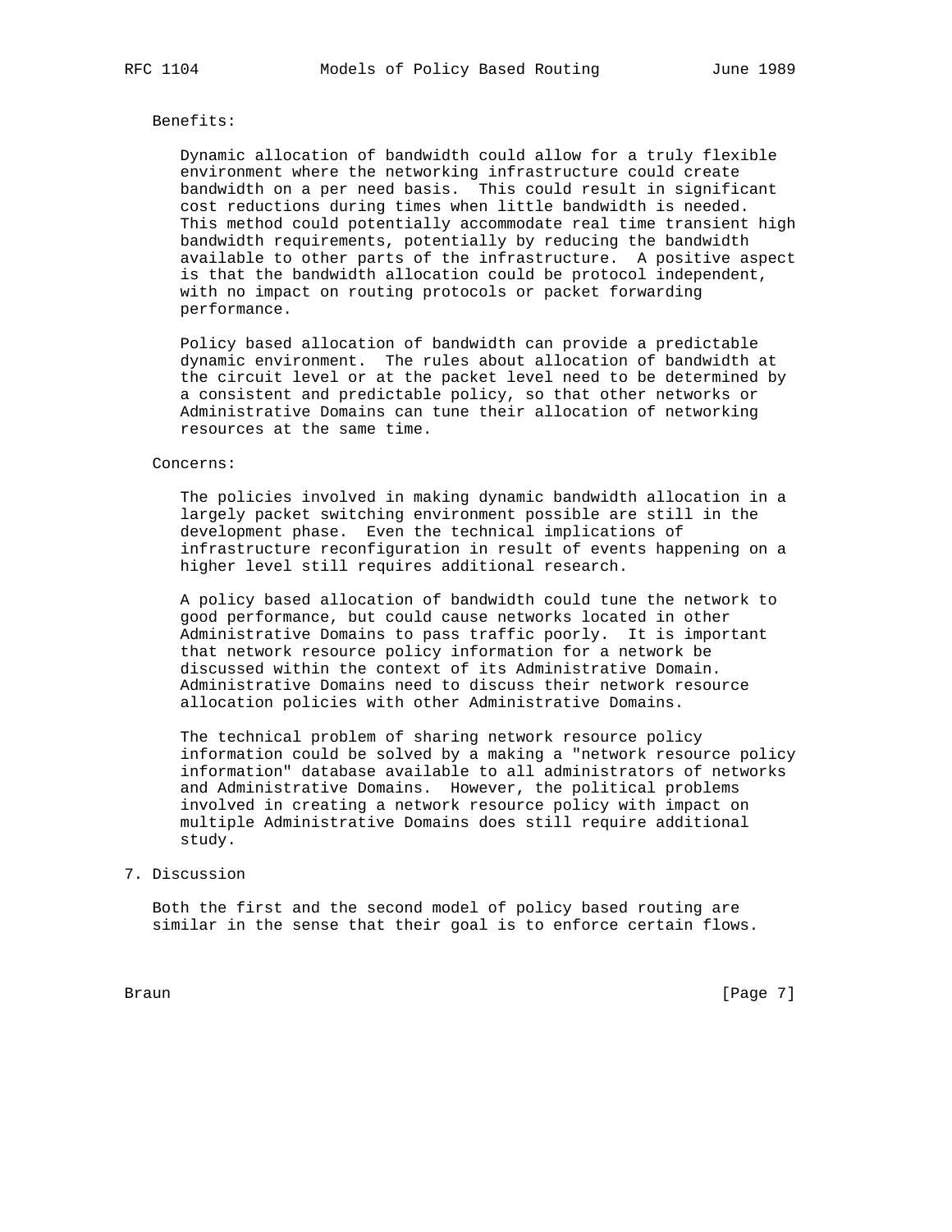Benefits:

Dynamic allocation of bandwidth could allow for a truly flexible environment where the networking infrastructure could create bandwidth on a per need basis. This could result in significant cost reductions during times when little bandwidth is needed. This method could potentially accommodate real time transient high bandwidth requirements, potentially by reducing the bandwidth available to other parts of the infrastructure. A positive aspect is that the bandwidth allocation could be protocol independent, with no impact on routing protocols or packet forwarding performance.

Policy based allocation of bandwidth can provide a predictable dynamic environment. The rules about allocation of bandwidth at the circuit level or at the packet level need to be determined by a consistent and predictable policy, so that other networks or Administrative Domains can tune their allocation of networking resources at the same time.

Concerns:

The policies involved in making dynamic bandwidth allocation in a largely packet switching environment possible are still in the development phase. Even the technical implications of infrastructure reconfiguration in result of events happening on a higher level still requires additional research.

A policy based allocation of bandwidth could tune the network to good performance, but could cause networks located in other Administrative Domains to pass traffic poorly. It is important that network resource policy information for a network be discussed within the context of its Administrative Domain. Administrative Domains need to discuss their network resource allocation policies with other Administrative Domains.

The technical problem of sharing network resource policy information could be solved by a making a "network resource policy information" database available to all administrators of networks and Administrative Domains. However, the political problems involved in creating a network resource policy with impact on multiple Administrative Domains does still require additional study.

## 7. Discussion

Both the first and the second model of policy based routing are similar in the sense that their goal is to enforce certain flows.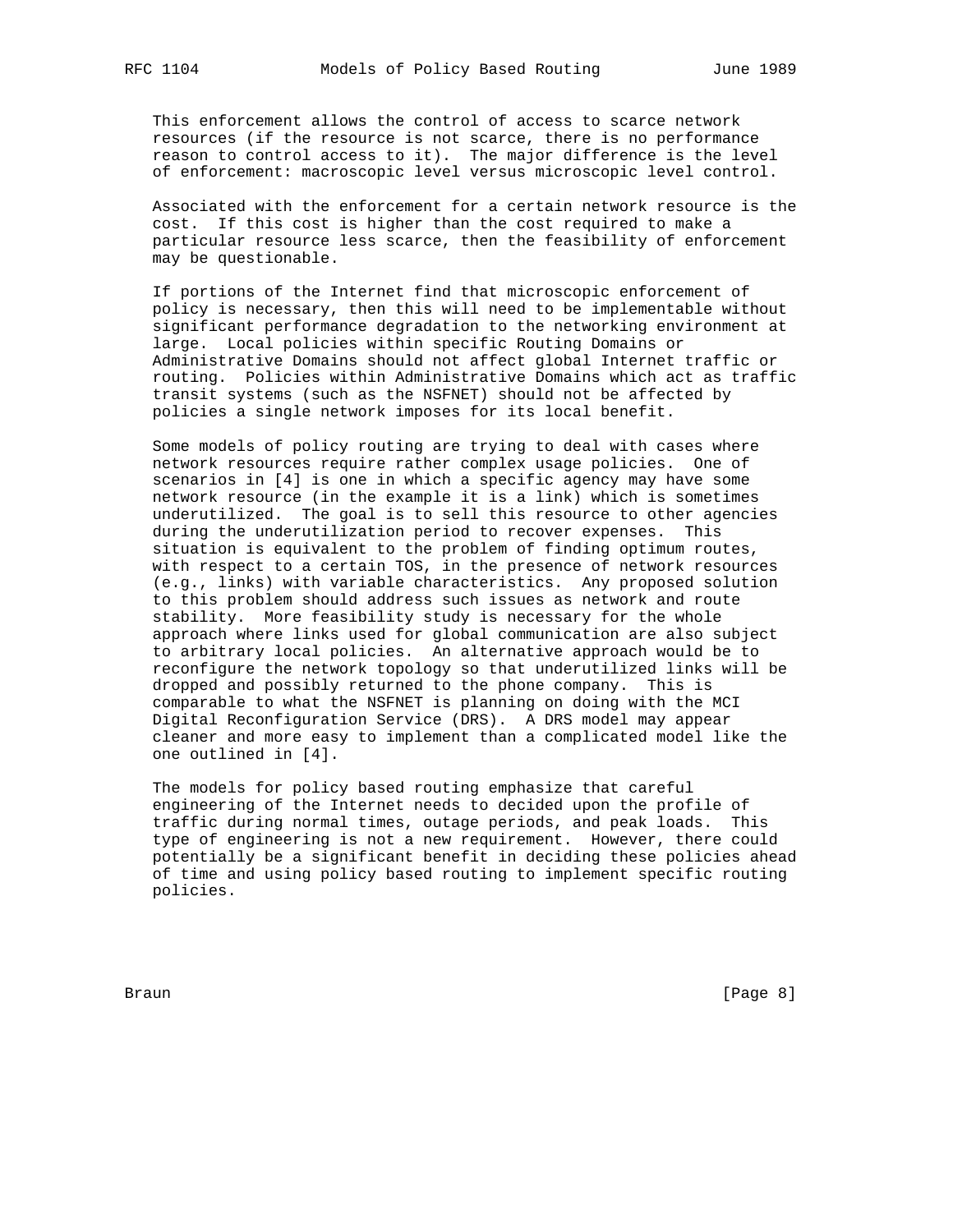This enforcement allows the control of access to scarce network resources (if the resource is not scarce, there is no performance reason to control access to it). The major difference is the level of enforcement: macroscopic level versus microscopic level control.

Associated with the enforcement for a certain network resource is the cost. If this cost is higher than the cost required to make a particular resource less scarce, then the feasibility of enforcement may be questionable.

If portions of the Internet find that microscopic enforcement of policy is necessary, then this will need to be implementable without significant performance degradation to the networking environment at large. Local policies within specific Routing Domains or Administrative Domains should not affect global Internet traffic or routing. Policies within Administrative Domains which act as traffic transit systems (such as the NSFNET) should not be affected by policies a single network imposes for its local benefit.

Some models of policy routing are trying to deal with cases where network resources require rather complex usage policies. One of scenarios in [4] is one in which a specific agency may have some network resource (in the example it is a link) which is sometimes underutilized. The goal is to sell this resource to other agencies during the underutilization period to recover expenses. This situation is equivalent to the problem of finding optimum routes, with respect to a certain TOS, in the presence of network resources (e.g., links) with variable characteristics. Any proposed solution to this problem should address such issues as network and route stability. More feasibility study is necessary for the whole approach where links used for global communication are also subject to arbitrary local policies. An alternative approach would be to reconfigure the network topology so that underutilized links will be dropped and possibly returned to the phone company. This is comparable to what the NSFNET is planning on doing with the MCI Digital Reconfiguration Service (DRS). A DRS model may appear cleaner and more easy to implement than a complicated model like the one outlined in [4].

The models for policy based routing emphasize that careful engineering of the Internet needs to decided upon the profile of traffic during normal times, outage periods, and peak loads. This type of engineering is not a new requirement. However, there could potentially be a significant benefit in deciding these policies ahead of time and using policy based routing to implement specific routing policies.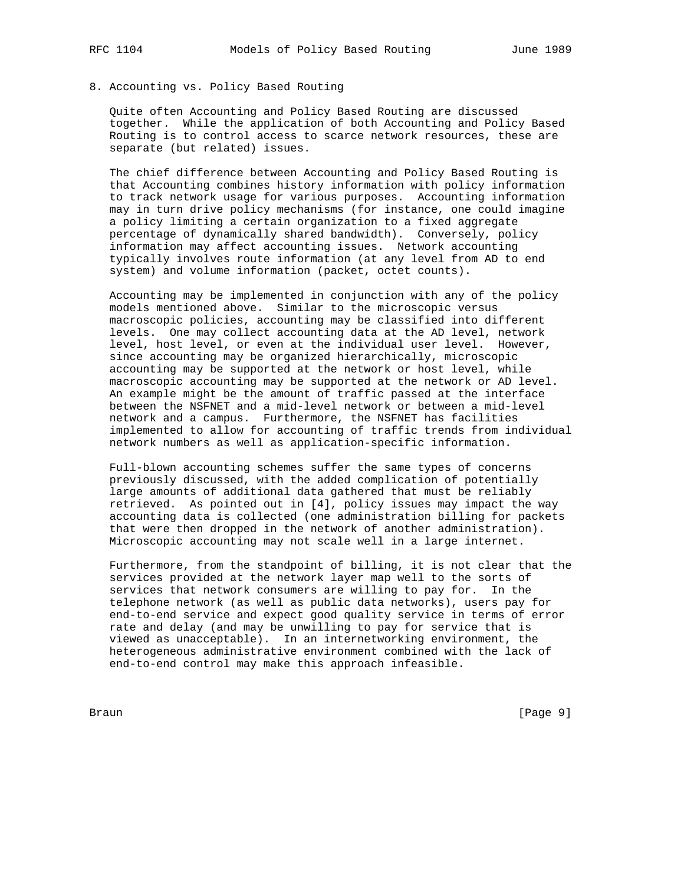## 8. Accounting vs. Policy Based Routing

Quite often Accounting and Policy Based Routing are discussed together. While the application of both Accounting and Policy Based Routing is to control access to scarce network resources, these are separate (but related) issues.

The chief difference between Accounting and Policy Based Routing is that Accounting combines history information with policy information to track network usage for various purposes. Accounting information may in turn drive policy mechanisms (for instance, one could imagine a policy limiting a certain organization to a fixed aggregate percentage of dynamically shared bandwidth). Conversely, policy information may affect accounting issues. Network accounting typically involves route information (at any level from AD to end system) and volume information (packet, octet counts).

Accounting may be implemented in conjunction with any of the policy models mentioned above. Similar to the microscopic versus macroscopic policies, accounting may be classified into different levels. One may collect accounting data at the AD level, network level, host level, or even at the individual user level. However, since accounting may be organized hierarchically, microscopic accounting may be supported at the network or host level, while macroscopic accounting may be supported at the network or AD level. An example might be the amount of traffic passed at the interface between the NSFNET and a mid-level network or between a mid-level network and a campus. Furthermore, the NSFNET has facilities implemented to allow for accounting of traffic trends from individual network numbers as well as application-specific information.

Full-blown accounting schemes suffer the same types of concerns previously discussed, with the added complication of potentially large amounts of additional data gathered that must be reliably retrieved. As pointed out in [4], policy issues may impact the way accounting data is collected (one administration billing for packets that were then dropped in the network of another administration). Microscopic accounting may not scale well in a large internet.

Furthermore, from the standpoint of billing, it is not clear that the services provided at the network layer map well to the sorts of services that network consumers are willing to pay for. In the telephone network (as well as public data networks), users pay for end-to-end service and expect good quality service in terms of error rate and delay (and may be unwilling to pay for service that is viewed as unacceptable). In an internetworking environment, the heterogeneous administrative environment combined with the lack of end-to-end control may make this approach infeasible.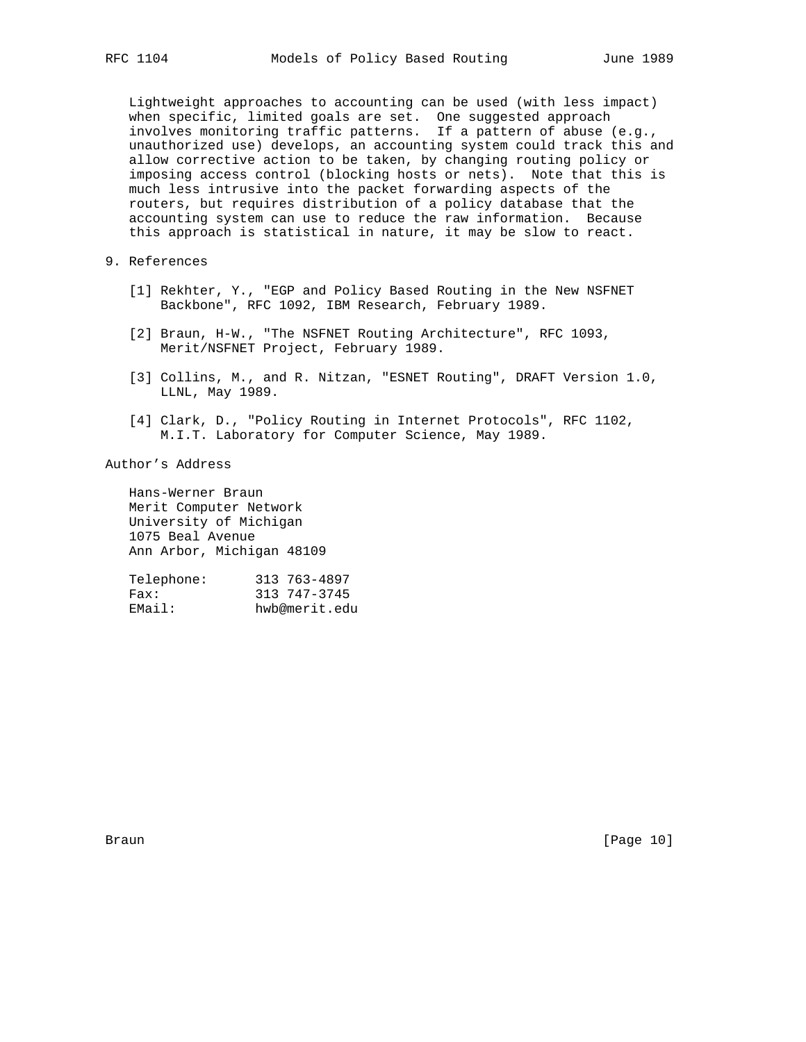Lightweight approaches to accounting can be used (with less impact) when specific, limited goals are set. One suggested approach involves monitoring traffic patterns. If a pattern of abuse (e.g., unauthorized use) develops, an accounting system could track this and allow corrective action to be taken, by changing routing policy or imposing access control (blocking hosts or nets). Note that this is much less intrusive into the packet forwarding aspects of the routers, but requires distribution of a policy database that the accounting system can use to reduce the raw information. Because this approach is statistical in nature, it may be slow to react.

## 9. References

[1] Rekhter, Y., "EGP and Policy Based Routing in the New NSFNET Backbone", RFC 1092, IBM Research, February 1989.

[2] Braun, H-W., "The NSFNET Routing Architecture", RFC 1093, Merit/NSFNET Project, February 1989.

[3] Collins, M., and R. Nitzan, "ESNET Routing", DRAFT Version 1.0, LLNL, May 1989.

[4] Clark, D., "Policy Routing in Internet Protocols", RFC 1102, M.I.T. Laboratory for Computer Science, May 1989.

## Author's Address

Hans-Werner Braun
Merit Computer Network
University of Michigan
1075 Beal Avenue
Ann Arbor, Michigan 48109

Telephone: 313 763-4897
Fax: 313 747-3745
EMail: hwb@merit.edu